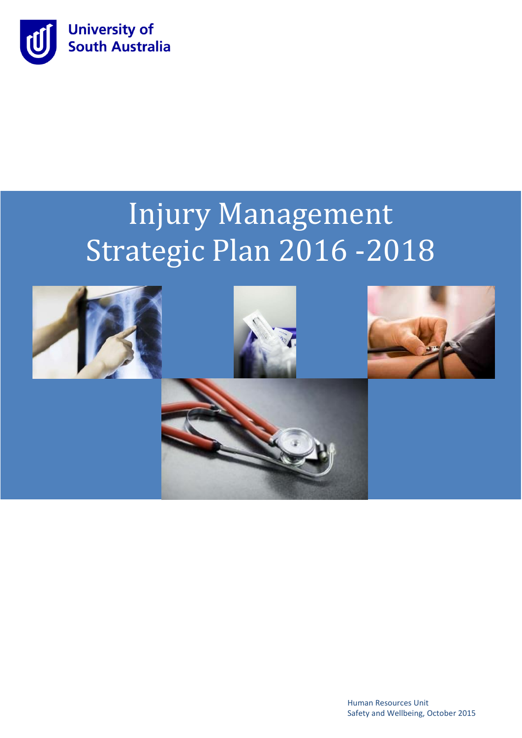University of South Australia

# Injury Management Strategic Plan 2016 -2018

Human Resources Unit
Safety and Wellbeing, October 2015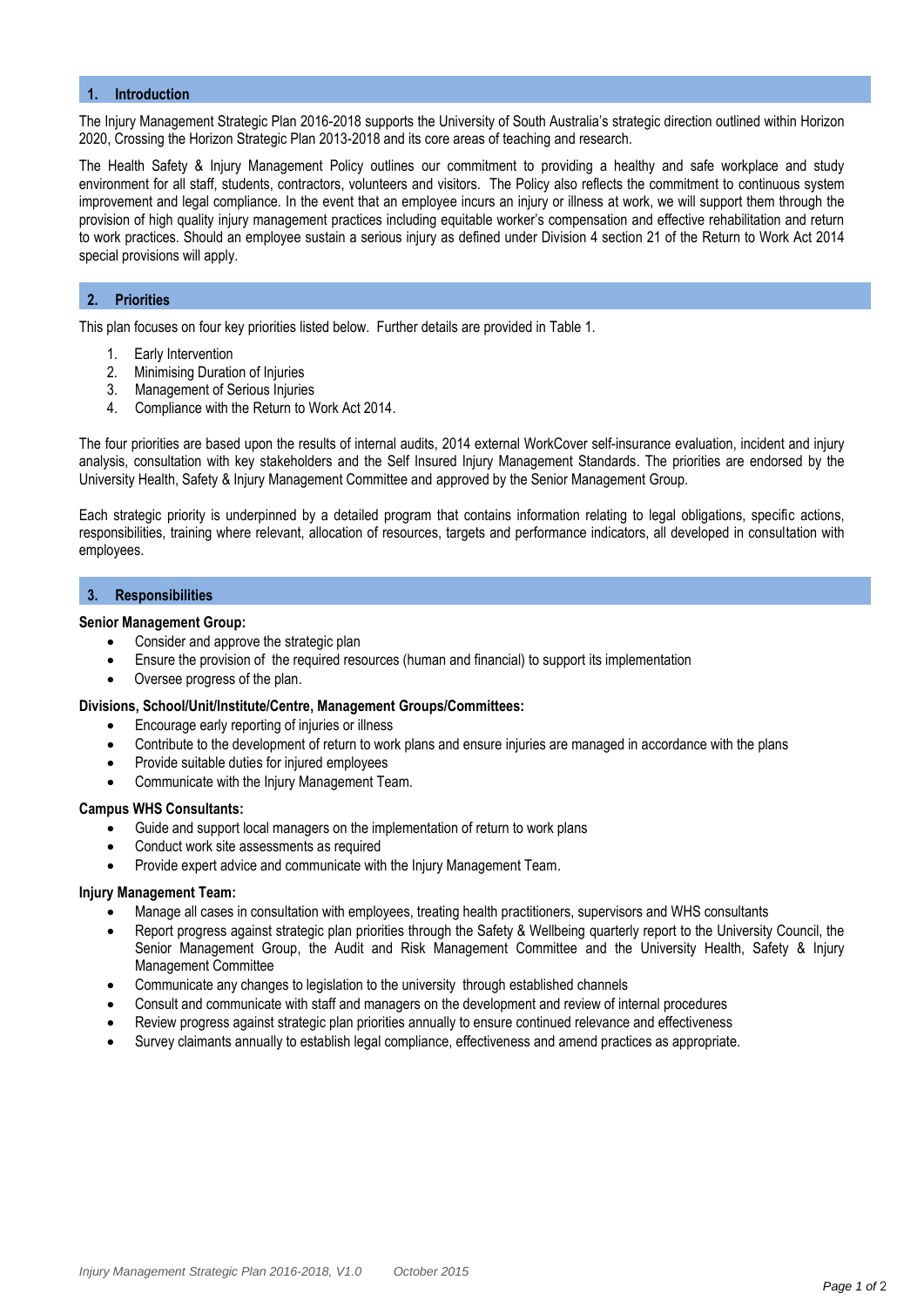## 1. Introduction

The Injury Management Strategic Plan 2016-2018 supports the University of South Australia's strategic direction outlined within Horizon 2020, Crossing the Horizon Strategic Plan 2013-2018 and its core areas of teaching and research.

The Health Safety & Injury Management Policy outlines our commitment to providing a healthy and safe workplace and study environment for all staff, students, contractors, volunteers and visitors. The Policy also reflects the commitment to continuous system improvement and legal compliance. In the event that an employee incurs an injury or illness at work, we will support them through the provision of high quality injury management practices including equitable worker's compensation and effective rehabilitation and return to work practices. Should an employee sustain a serious injury as defined under Division 4 section 21 of the Return to Work Act 2014 special provisions will apply.

## 2. Priorities

This plan focuses on four key priorities listed below. Further details are provided in Table 1.

1. Early Intervention
2. Minimising Duration of Injuries
3. Management of Serious Injuries
4. Compliance with the Return to Work Act 2014.

The four priorities are based upon the results of internal audits, 2014 external WorkCover self-insurance evaluation, incident and injury analysis, consultation with key stakeholders and the Self Insured Injury Management Standards. The priorities are endorsed by the University Health, Safety & Injury Management Committee and approved by the Senior Management Group.

Each strategic priority is underpinned by a detailed program that contains information relating to legal obligations, specific actions, responsibilities, training where relevant, allocation of resources, targets and performance indicators, all developed in consultation with employees.

## 3. Responsibilities

**Senior Management Group:**

- Consider and approve the strategic plan
- Ensure the provision of the required resources (human and financial) to support its implementation
- Oversee progress of the plan.

**Divisions, School/Unit/Institute/Centre, Management Groups/Committees:**

- Encourage early reporting of injuries or illness
- Contribute to the development of return to work plans and ensure injuries are managed in accordance with the plans
- Provide suitable duties for injured employees
- Communicate with the Injury Management Team.

**Campus WHS Consultants:**

- Guide and support local managers on the implementation of return to work plans
- Conduct work site assessments as required
- Provide expert advice and communicate with the Injury Management Team.

**Injury Management Team:**

- Manage all cases in consultation with employees, treating health practitioners, supervisors and WHS consultants
- Report progress against strategic plan priorities through the Safety & Wellbeing quarterly report to the University Council, the Senior Management Group, the Audit and Risk Management Committee and the University Health, Safety & Injury Management Committee
- Communicate any changes to legislation to the university through established channels
- Consult and communicate with staff and managers on the development and review of internal procedures
- Review progress against strategic plan priorities annually to ensure continued relevance and effectiveness
- Survey claimants annually to establish legal compliance, effectiveness and amend practices as appropriate.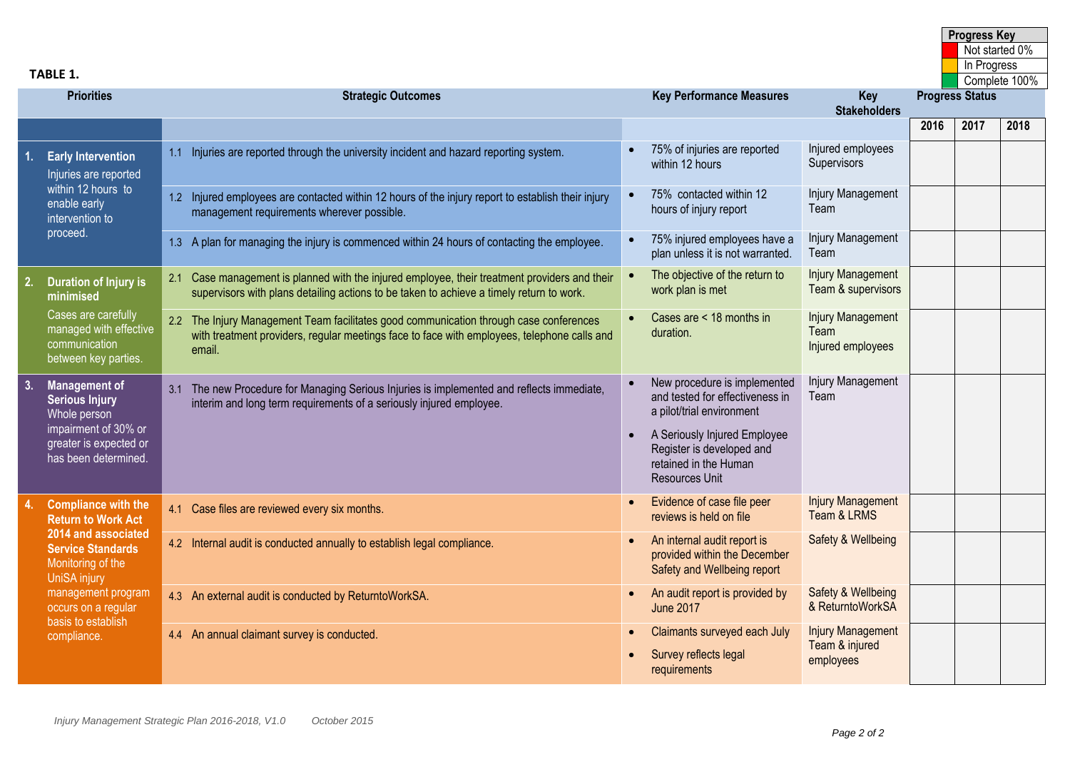| Progress Key | |
|---|---|
| (red) | Not started 0% |
| (amber) | In Progress |
| (green) | Complete 100% |

**TABLE 1.**

| Priorities | Strategic Outcomes | Key Performance Measures | Key Stakeholders | Progress Status | | |
|---|---|---|---|---|---|---|
| | | | | 2016 | 2017 | 2018 |
| 1. **Early Intervention** Injuries are reported within 12 hours to enable early intervention to proceed. | 1.1 Injuries are reported through the university incident and hazard reporting system. | • 75% of injuries are reported within 12 hours | Injured employees Supervisors | | | |
| | 1.2 Injured employees are contacted within 12 hours of the injury report to establish their injury management requirements wherever possible. | • 75% contacted within 12 hours of injury report | Injury Management Team | | | |
| | 1.3 A plan for managing the injury is commenced within 24 hours of contacting the employee. | • 75% injured employees have a plan unless it is not warranted. | Injury Management Team | | | |
| 2. **Duration of Injury is minimised** Cases are carefully managed with effective communication between key parties. | 2.1 Case management is planned with the injured employee, their treatment providers and their supervisors with plans detailing actions to be taken to achieve a timely return to work. | • The objective of the return to work plan is met | Injury Management Team & supervisors | | | |
| | 2.2 The Injury Management Team facilitates good communication through case conferences with treatment providers, regular meetings face to face with employees, telephone calls and email. | • Cases are < 18 months in duration. | Injury Management Team Injured employees | | | |
| 3. **Management of Serious Injury** Whole person impairment of 30% or greater is expected or has been determined. | 3.1 The new Procedure for Managing Serious Injuries is implemented and reflects immediate, interim and long term requirements of a seriously injured employee. | • New procedure is implemented and tested for effectiveness in a pilot/trial environment<br>• A Seriously Injured Employee Register is developed and retained in the Human Resources Unit | Injury Management Team | | | |
| 4. **Compliance with the Return to Work Act 2014 and associated Service Standards** Monitoring of the UniSA injury management program occurs on a regular basis to establish compliance. | 4.1 Case files are reviewed every six months. | • Evidence of case file peer reviews is held on file | Injury Management Team & LRMS | | | |
| | 4.2 Internal audit is conducted annually to establish legal compliance. | • An internal audit report is provided within the December Safety and Wellbeing report | Safety & Wellbeing | | | |
| | 4.3 An external audit is conducted by ReturntoWorkSA. | • An audit report is provided by June 2017 | Safety & Wellbeing & ReturntoWorkSA | | | |
| | 4.4 An annual claimant survey is conducted. | • Claimants surveyed each July<br>• Survey reflects legal requirements | Injury Management Team & injured employees | | | |

*Injury Management Strategic Plan 2016-2018, V1.0 October 2015*